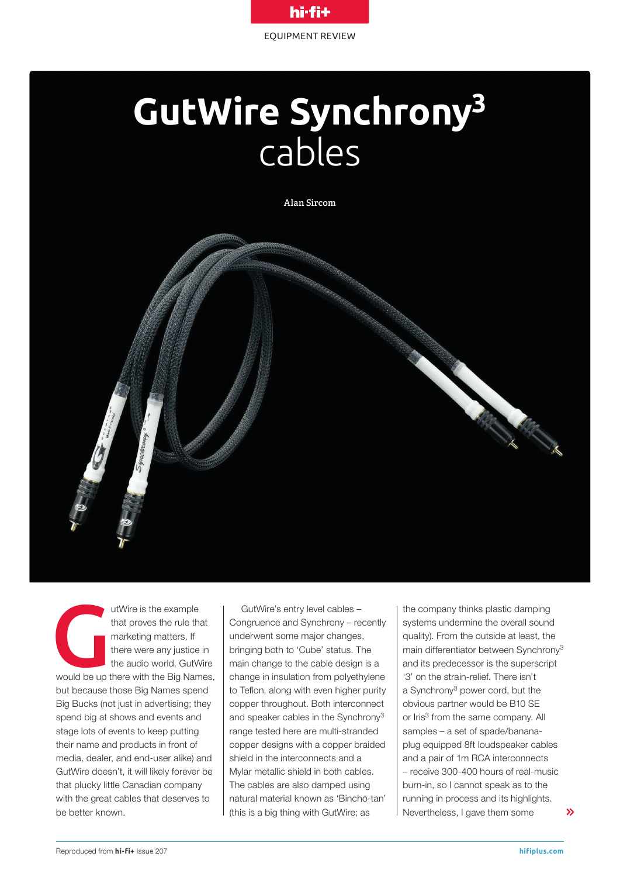EQUIPMENT REVIEW

# GutWire Synchrony$^3$ cables

Alan Sircom

GutWire is the example that proves the rule that marketing matters. If there were any justice in the audio world, GutWire would be up there with the Big Names, but because those Big Names spend Big Bucks (not just in advertising; they spend big at shows and events and stage lots of events to keep putting their name and products in front of media, dealer, and end-user alike) and GutWire doesn't, it will likely forever be that plucky little Canadian company with the great cables that deserves to be better known.

GutWire's entry level cables – Congruence and Synchrony – recently underwent some major changes, bringing both to 'Cube' status. The main change to the cable design is a change in insulation from polyethylene to Teflon, along with even higher purity copper throughout. Both interconnect and speaker cables in the Synchrony$^3$ range tested here are multi-stranded copper designs with a copper braided shield in the interconnects and a Mylar metallic shield in both cables. The cables are also damped using natural material known as 'Binchō-tan' (this is a big thing with GutWire; as the company thinks plastic damping systems undermine the overall sound quality). From the outside at least, the main differentiator between Synchrony$^3$ and its predecessor is the superscript '3' on the strain-relief. There isn't a Synchrony$^3$ power cord, but the obvious partner would be B10 SE or Iris$^3$ from the same company. All samples – a set of spade/banana-plug equipped 8ft loudspeaker cables and a pair of 1m RCA interconnects – receive 300-400 hours of real-music burn-in, so I cannot speak as to the running in process and its highlights. Nevertheless, I gave them some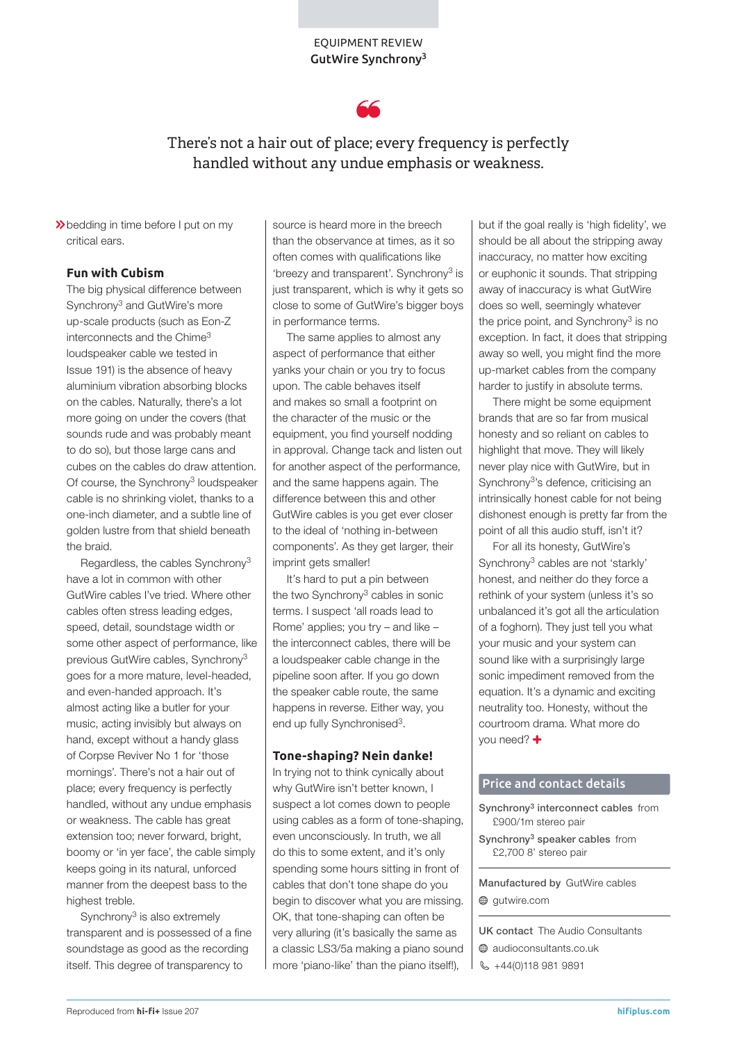> There's not a hair out of place; every frequency is perfectly handled without any undue emphasis or weakness.

bedding in time before I put on my critical ears.

### Fun with Cubism

The big physical difference between Synchrony[3] and GutWire's more up-scale products (such as Eon-Z interconnects and the Chime[3] loudspeaker cable we tested in Issue 191) is the absence of heavy aluminium vibration absorbing blocks on the cables. Naturally, there's a lot more going on under the covers (that sounds rude and was probably meant to do so), but those large cans and cubes on the cables do draw attention. Of course, the Synchrony[3] loudspeaker cable is no shrinking violet, thanks to a one-inch diameter, and a subtle line of golden lustre from that shield beneath the braid.

Regardless, the cables Synchrony[3] have a lot in common with other GutWire cables I've tried. Where other cables often stress leading edges, speed, detail, soundstage width or some other aspect of performance, like previous GutWire cables, Synchrony[3] goes for a more mature, level-headed, and even-handed approach. It's almost acting like a butler for your music, acting invisibly but always on hand, except without a handy glass of Corpse Reviver No 1 for 'those mornings'. There's not a hair out of place; every frequency is perfectly handled, without any undue emphasis or weakness. The cable has great extension too; never forward, bright, boomy or 'in yer face', the cable simply keeps going in its natural, unforced manner from the deepest bass to the highest treble.

Synchrony[3] is also extremely transparent and is possessed of a fine soundstage as good as the recording itself. This degree of transparency to source is heard more in the breech than the observance at times, as it so often comes with qualifications like 'breezy and transparent'. Synchrony[3] is just transparent, which is why it gets so close to some of GutWire's bigger boys in performance terms.

The same applies to almost any aspect of performance that either yanks your chain or you try to focus upon. The cable behaves itself and makes so small a footprint on the character of the music or the equipment, you find yourself nodding in approval. Change tack and listen out for another aspect of the performance, and the same happens again. The difference between this and other GutWire cables is you get ever closer to the ideal of 'nothing in-between components'. As they get larger, their imprint gets smaller!

It's hard to put a pin between the two Synchrony[3] cables in sonic terms. I suspect 'all roads lead to Rome' applies; you try – and like – the interconnect cables, there will be a loudspeaker cable change in the pipeline soon after. If you go down the speaker cable route, the same happens in reverse. Either way, you end up fully Synchronised[3].

### Tone-shaping? Nein danke!

In trying not to think cynically about why GutWire isn't better known, I suspect a lot comes down to people using cables as a form of tone-shaping, even unconsciously. In truth, we all do this to some extent, and it's only spending some hours sitting in front of cables that don't tone shape do you begin to discover what you are missing. OK, that tone-shaping can often be very alluring (it's basically the same as a classic LS3/5a making a piano sound more 'piano-like' than the piano itself!), but if the goal really is 'high fidelity', we should be all about the stripping away inaccuracy, no matter how exciting or euphonic it sounds. That stripping away of inaccuracy is what GutWire does so well, seemingly whatever the price point, and Synchrony[3] is no exception. In fact, it does that stripping away so well, you might find the more up-market cables from the company harder to justify in absolute terms.

There might be some equipment brands that are so far from musical honesty and so reliant on cables to highlight that move. They will likely never play nice with GutWire, but in Synchrony[3]'s defence, criticising an intrinsically honest cable for not being dishonest enough is pretty far from the point of all this audio stuff, isn't it?

For all its honesty, GutWire's Synchrony[3] cables are not 'starkly' honest, and neither do they force a rethink of your system (unless it's so unbalanced it's got all the articulation of a foghorn). They just tell you what your music and your system can sound like with a surprisingly large sonic impediment removed from the equation. It's a dynamic and exciting neutrality too. Honesty, without the courtroom drama. What more do you need? +

### Price and contact details

**Synchrony[3] interconnect cables** from £900/1m stereo pair

**Synchrony[3] speaker cables** from £2,700 8' stereo pair

**Manufactured by** GutWire cables
gutwire.com

**UK contact** The Audio Consultants
audioconsultants.co.uk
+44(0)118 981 9891

Reproduced from **hi-fi+** Issue 207